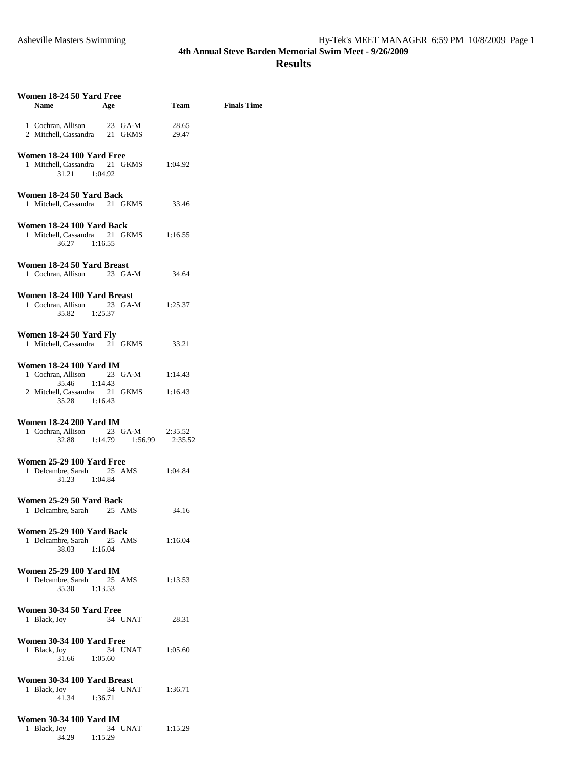# 4th Annual Steve Barden Memorial Swim Meet - 9/26/2009

## Results

### Women 18-24 50 Yard Free

| Name | Age | Team | Finals Time |
|---|---|---|---|
| 1 Cochran, Allison | 23 | GA-M | 28.65 |
| 2 Mitchell, Cassandra | 21 | GKMS | 29.47 |

### Women 18-24 100 Yard Free

| Name | Age | Team | Finals Time |
|---|---|---|---|
| 1 Mitchell, Cassandra | 21 | GKMS | 1:04.92 |
| 31.21 1:04.92 | | | |

### Women 18-24 50 Yard Back

| Name | Age | Team | Finals Time |
|---|---|---|---|
| 1 Mitchell, Cassandra | 21 | GKMS | 33.46 |

### Women 18-24 100 Yard Back

| Name | Age | Team | Finals Time |
|---|---|---|---|
| 1 Mitchell, Cassandra | 21 | GKMS | 1:16.55 |
| 36.27 1:16.55 | | | |

### Women 18-24 50 Yard Breast

| Name | Age | Team | Finals Time |
|---|---|---|---|
| 1 Cochran, Allison | 23 | GA-M | 34.64 |

### Women 18-24 100 Yard Breast

| Name | Age | Team | Finals Time |
|---|---|---|---|
| 1 Cochran, Allison | 23 | GA-M | 1:25.37 |
| 35.82 1:25.37 | | | |

### Women 18-24 50 Yard Fly

| Name | Age | Team | Finals Time |
|---|---|---|---|
| 1 Mitchell, Cassandra | 21 | GKMS | 33.21 |

### Women 18-24 100 Yard IM

| Name | Age | Team | Finals Time |
|---|---|---|---|
| 1 Cochran, Allison | 23 | GA-M | 1:14.43 |
| 35.46 1:14.43 | | | |
| 2 Mitchell, Cassandra | 21 | GKMS | 1:16.43 |
| 35.28 1:16.43 | | | |

### Women 18-24 200 Yard IM

| Name | Age | Team | Finals Time |
|---|---|---|---|
| 1 Cochran, Allison | 23 | GA-M | 2:35.52 |
| 32.88 1:14.79 1:56.99 2:35.52 | | | |

### Women 25-29 100 Yard Free

| Name | Age | Team | Finals Time |
|---|---|---|---|
| 1 Delcambre, Sarah | 25 | AMS | 1:04.84 |
| 31.23 1:04.84 | | | |

### Women 25-29 50 Yard Back

| Name | Age | Team | Finals Time |
|---|---|---|---|
| 1 Delcambre, Sarah | 25 | AMS | 34.16 |

### Women 25-29 100 Yard Back

| Name | Age | Team | Finals Time |
|---|---|---|---|
| 1 Delcambre, Sarah | 25 | AMS | 1:16.04 |
| 38.03 1:16.04 | | | |

### Women 25-29 100 Yard IM

| Name | Age | Team | Finals Time |
|---|---|---|---|
| 1 Delcambre, Sarah | 25 | AMS | 1:13.53 |
| 35.30 1:13.53 | | | |

### Women 30-34 50 Yard Free

| Name | Age | Team | Finals Time |
|---|---|---|---|
| 1 Black, Joy | 34 | UNAT | 28.31 |

### Women 30-34 100 Yard Free

| Name | Age | Team | Finals Time |
|---|---|---|---|
| 1 Black, Joy | 34 | UNAT | 1:05.60 |
| 31.66 1:05.60 | | | |

### Women 30-34 100 Yard Breast

| Name | Age | Team | Finals Time |
|---|---|---|---|
| 1 Black, Joy | 34 | UNAT | 1:36.71 |
| 41.34 1:36.71 | | | |

### Women 30-34 100 Yard IM

| Name | Age | Team | Finals Time |
|---|---|---|---|
| 1 Black, Joy | 34 | UNAT | 1:15.29 |
| 34.29 1:15.29 | | | |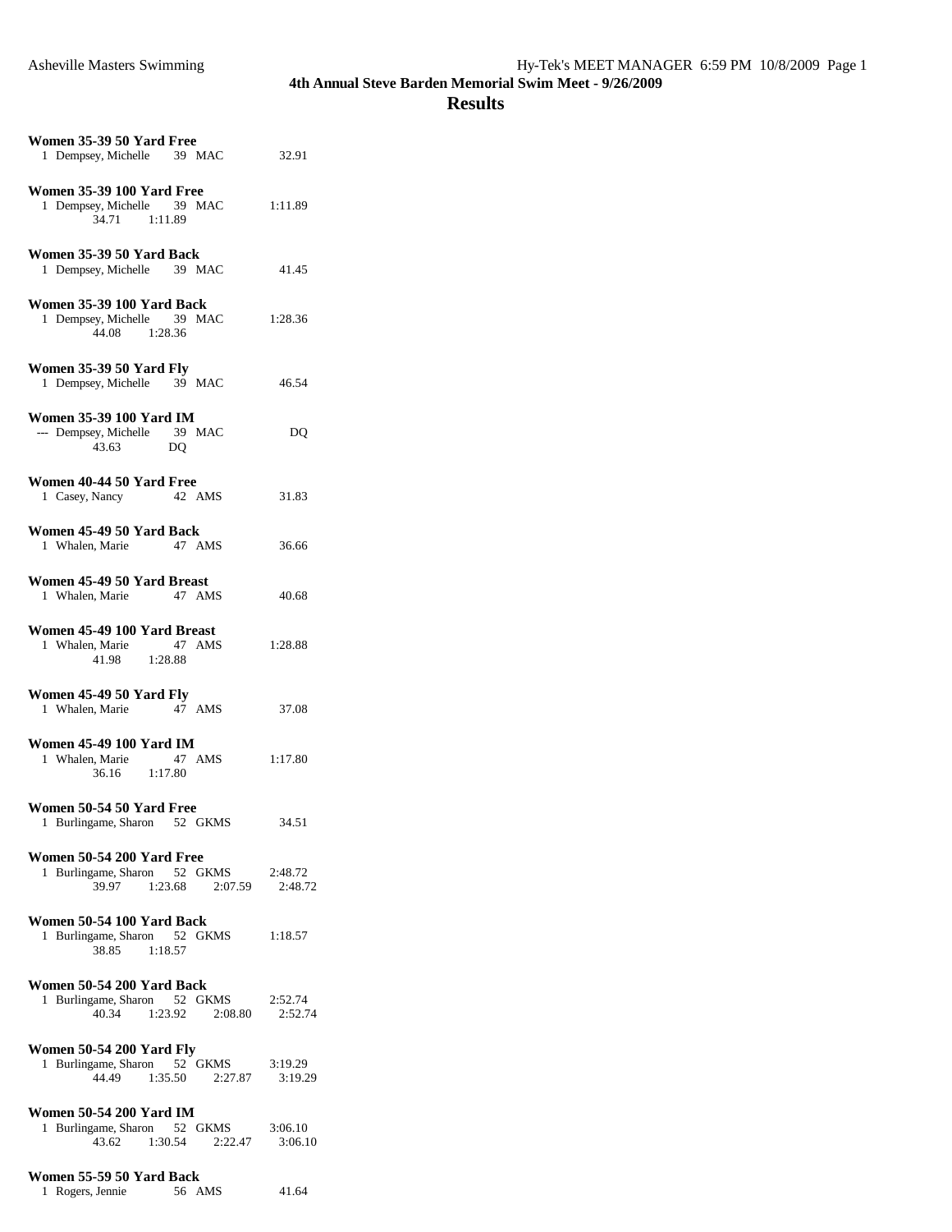## 4th Annual Steve Barden Memorial Swim Meet - 9/26/2009

# Results

**Women 35-39 50 Yard Free**

```
 1 Dempsey, Michelle      39  MAC              32.91
```

**Women 35-39 100 Yard Free**

```
 1 Dempsey, Michelle      39  MAC            1:11.89
       34.71     1:11.89
```

**Women 35-39 50 Yard Back**

```
 1 Dempsey, Michelle      39  MAC              41.45
```

**Women 35-39 100 Yard Back**

```
 1 Dempsey, Michelle      39  MAC            1:28.36
       44.08     1:28.36
```

**Women 35-39 50 Yard Fly**

```
 1 Dempsey, Michelle      39  MAC              46.54
```

**Women 35-39 100 Yard IM**

```
--- Dempsey, Michelle     39  MAC                 DQ
       43.63          DQ
```

**Women 40-44 50 Yard Free**

```
 1 Casey, Nancy           42  AMS              31.83
```

**Women 45-49 50 Yard Back**

```
 1 Whalen, Marie          47  AMS              36.66
```

**Women 45-49 50 Yard Breast**

```
 1 Whalen, Marie          47  AMS              40.68
```

**Women 45-49 100 Yard Breast**

```
 1 Whalen, Marie          47  AMS            1:28.88
       41.98     1:28.88
```

**Women 45-49 50 Yard Fly**

```
 1 Whalen, Marie          47  AMS              37.08
```

**Women 45-49 100 Yard IM**

```
 1 Whalen, Marie          47  AMS            1:17.80
       36.16     1:17.80
```

**Women 50-54 50 Yard Free**

```
 1 Burlingame, Sharon     52  GKMS             34.51
```

**Women 50-54 200 Yard Free**

```
 1 Burlingame, Sharon     52  GKMS           2:48.72
       39.97     1:23.68     2:07.59     2:48.72
```

**Women 50-54 100 Yard Back**

```
 1 Burlingame, Sharon     52  GKMS           1:18.57
       38.85     1:18.57
```

**Women 50-54 200 Yard Back**

```
 1 Burlingame, Sharon     52  GKMS           2:52.74
       40.34     1:23.92     2:08.80     2:52.74
```

**Women 50-54 200 Yard Fly**

```
 1 Burlingame, Sharon     52  GKMS           3:19.29
       44.49     1:35.50     2:27.87     3:19.29
```

**Women 50-54 200 Yard IM**

```
 1 Burlingame, Sharon     52  GKMS           3:06.10
       43.62     1:30.54     2:22.47     3:06.10
```

**Women 55-59 50 Yard Back**

```
 1 Rogers, Jennie         56  AMS              41.64
```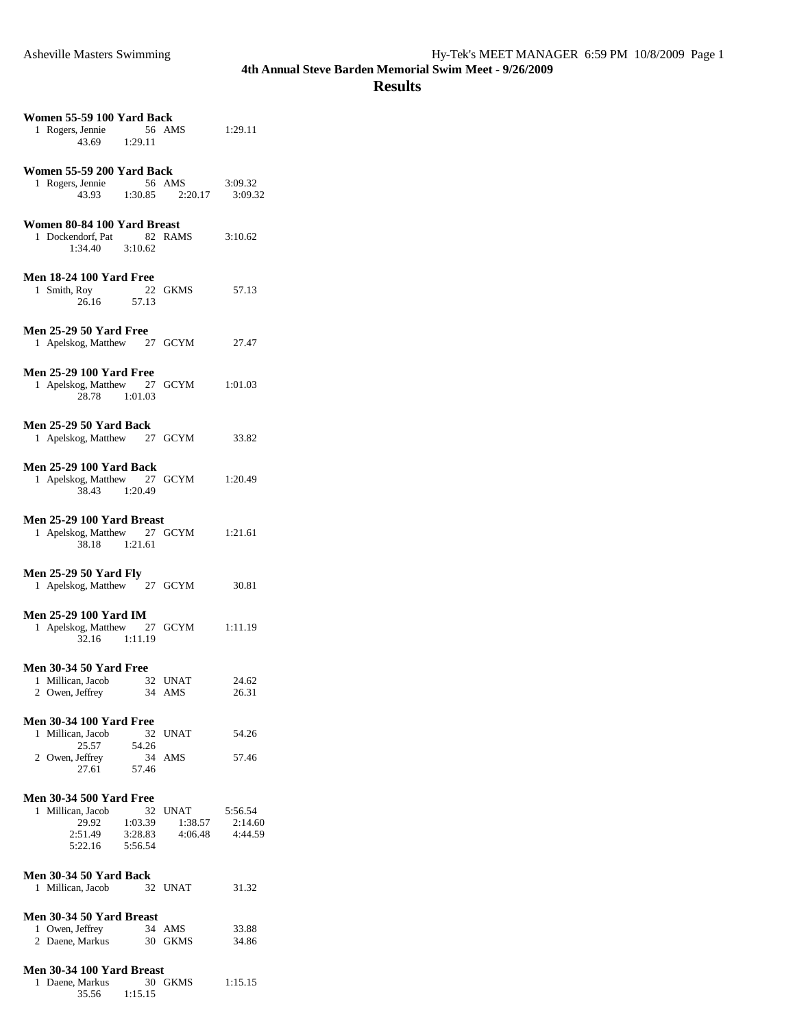# 4th Annual Steve Barden Memorial Swim Meet - 9/26/2009

## Results

**Women 55-59 100 Yard Back**

```
  1 Rogers, Jennie          56  AMS           1:29.11
        43.69     1:29.11
```

**Women 55-59 200 Yard Back**

```
  1 Rogers, Jennie          56  AMS           3:09.32
        43.93     1:30.85     2:20.17     3:09.32
```

**Women 80-84 100 Yard Breast**

```
  1 Dockendorf, Pat         82  RAMS          3:10.62
      1:34.40     3:10.62
```

**Men 18-24 100 Yard Free**

```
  1 Smith, Roy              22  GKMS            57.13
        26.16       57.13
```

**Men 25-29 50 Yard Free**

```
  1 Apelskog, Matthew       27  GCYM            27.47
```

**Men 25-29 100 Yard Free**

```
  1 Apelskog, Matthew       27  GCYM          1:01.03
        28.78     1:01.03
```

**Men 25-29 50 Yard Back**

```
  1 Apelskog, Matthew       27  GCYM            33.82
```

**Men 25-29 100 Yard Back**

```
  1 Apelskog, Matthew       27  GCYM          1:20.49
        38.43     1:20.49
```

**Men 25-29 100 Yard Breast**

```
  1 Apelskog, Matthew       27  GCYM          1:21.61
        38.18     1:21.61
```

**Men 25-29 50 Yard Fly**

```
  1 Apelskog, Matthew       27  GCYM            30.81
```

**Men 25-29 100 Yard IM**

```
  1 Apelskog, Matthew       27  GCYM          1:11.19
        32.16     1:11.19
```

**Men 30-34 50 Yard Free**

```
  1 Millican, Jacob         32  UNAT            24.62
  2 Owen, Jeffrey           34  AMS             26.31
```

**Men 30-34 100 Yard Free**

```
  1 Millican, Jacob         32  UNAT            54.26
        25.57       54.26
  2 Owen, Jeffrey           34  AMS             57.46
        27.61       57.46
```

**Men 30-34 500 Yard Free**

```
  1 Millican, Jacob         32  UNAT          5:56.54
        29.92     1:03.39     1:38.57     2:14.60
      2:51.49     3:28.83     4:06.48     4:44.59
      5:22.16     5:56.54
```

**Men 30-34 50 Yard Back**

```
  1 Millican, Jacob         32  UNAT            31.32
```

**Men 30-34 50 Yard Breast**

```
  1 Owen, Jeffrey           34  AMS             33.88
  2 Daene, Markus           30  GKMS            34.86
```

**Men 30-34 100 Yard Breast**

```
  1 Daene, Markus           30  GKMS          1:15.15
        35.56     1:15.15
```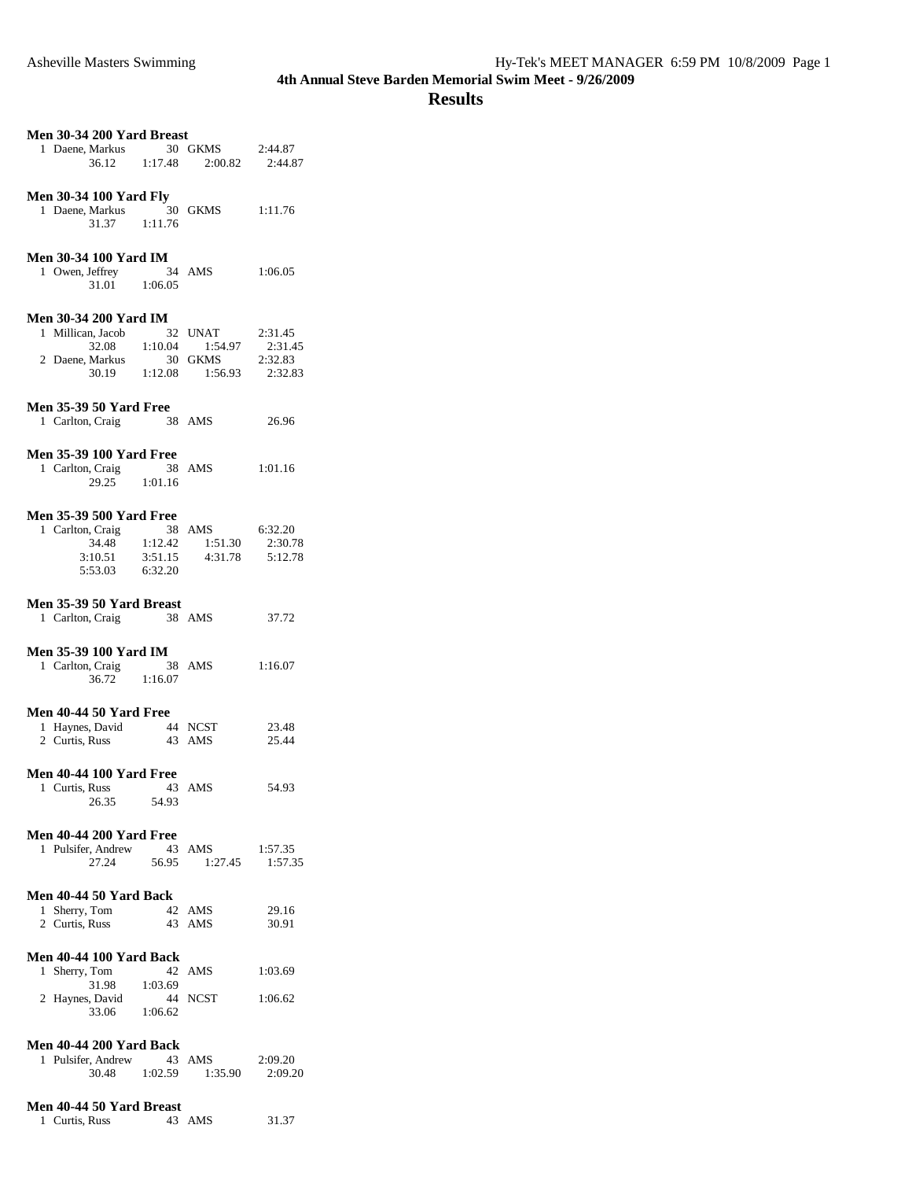# 4th Annual Steve Barden Memorial Swim Meet - 9/26/2009

## Results

### Men 30-34 200 Yard Breast

| | Name | Age | Team | Time |
|---|---|---|---|---|
| 1 | Daene, Markus | 30 | GKMS | 2:44.87 |
| | 36.12 | 1:17.48 | 2:00.82 | 2:44.87 |

### Men 30-34 100 Yard Fly

| | Name | Age | Team | Time |
|---|---|---|---|---|
| 1 | Daene, Markus | 30 | GKMS | 1:11.76 |
| | 31.37 | 1:11.76 | | |

### Men 30-34 100 Yard IM

| | Name | Age | Team | Time |
|---|---|---|---|---|
| 1 | Owen, Jeffrey | 34 | AMS | 1:06.05 |
| | 31.01 | 1:06.05 | | |

### Men 30-34 200 Yard IM

| | Name | Age | Team | Time |
|---|---|---|---|---|
| 1 | Millican, Jacob | 32 | UNAT | 2:31.45 |
| | 32.08 | 1:10.04 | 1:54.97 | 2:31.45 |
| 2 | Daene, Markus | 30 | GKMS | 2:32.83 |
| | 30.19 | 1:12.08 | 1:56.93 | 2:32.83 |

### Men 35-39 50 Yard Free

| | Name | Age | Team | Time |
|---|---|---|---|---|
| 1 | Carlton, Craig | 38 | AMS | 26.96 |

### Men 35-39 100 Yard Free

| | Name | Age | Team | Time |
|---|---|---|---|---|
| 1 | Carlton, Craig | 38 | AMS | 1:01.16 |
| | 29.25 | 1:01.16 | | |

### Men 35-39 500 Yard Free

| | Name | Age | Team | Time |
|---|---|---|---|---|
| 1 | Carlton, Craig | 38 | AMS | 6:32.20 |
| | 34.48 | 1:12.42 | 1:51.30 | 2:30.78 |
| | 3:10.51 | 3:51.15 | 4:31.78 | 5:12.78 |
| | 5:53.03 | 6:32.20 | | |

### Men 35-39 50 Yard Breast

| | Name | Age | Team | Time |
|---|---|---|---|---|
| 1 | Carlton, Craig | 38 | AMS | 37.72 |

### Men 35-39 100 Yard IM

| | Name | Age | Team | Time |
|---|---|---|---|---|
| 1 | Carlton, Craig | 38 | AMS | 1:16.07 |
| | 36.72 | 1:16.07 | | |

### Men 40-44 50 Yard Free

| | Name | Age | Team | Time |
|---|---|---|---|---|
| 1 | Haynes, David | 44 | NCST | 23.48 |
| 2 | Curtis, Russ | 43 | AMS | 25.44 |

### Men 40-44 100 Yard Free

| | Name | Age | Team | Time |
|---|---|---|---|---|
| 1 | Curtis, Russ | 43 | AMS | 54.93 |
| | 26.35 | 54.93 | | |

### Men 40-44 200 Yard Free

| | Name | Age | Team | Time |
|---|---|---|---|---|
| 1 | Pulsifer, Andrew | 43 | AMS | 1:57.35 |
| | 27.24 | 56.95 | 1:27.45 | 1:57.35 |

### Men 40-44 50 Yard Back

| | Name | Age | Team | Time |
|---|---|---|---|---|
| 1 | Sherry, Tom | 42 | AMS | 29.16 |
| 2 | Curtis, Russ | 43 | AMS | 30.91 |

### Men 40-44 100 Yard Back

| | Name | Age | Team | Time |
|---|---|---|---|---|
| 1 | Sherry, Tom | 42 | AMS | 1:03.69 |
| | 31.98 | 1:03.69 | | |
| 2 | Haynes, David | 44 | NCST | 1:06.62 |
| | 33.06 | 1:06.62 | | |

### Men 40-44 200 Yard Back

| | Name | Age | Team | Time |
|---|---|---|---|---|
| 1 | Pulsifer, Andrew | 43 | AMS | 2:09.20 |
| | 30.48 | 1:02.59 | 1:35.90 | 2:09.20 |

### Men 40-44 50 Yard Breast

| | Name | Age | Team | Time |
|---|---|---|---|---|
| 1 | Curtis, Russ | 43 | AMS | 31.37 |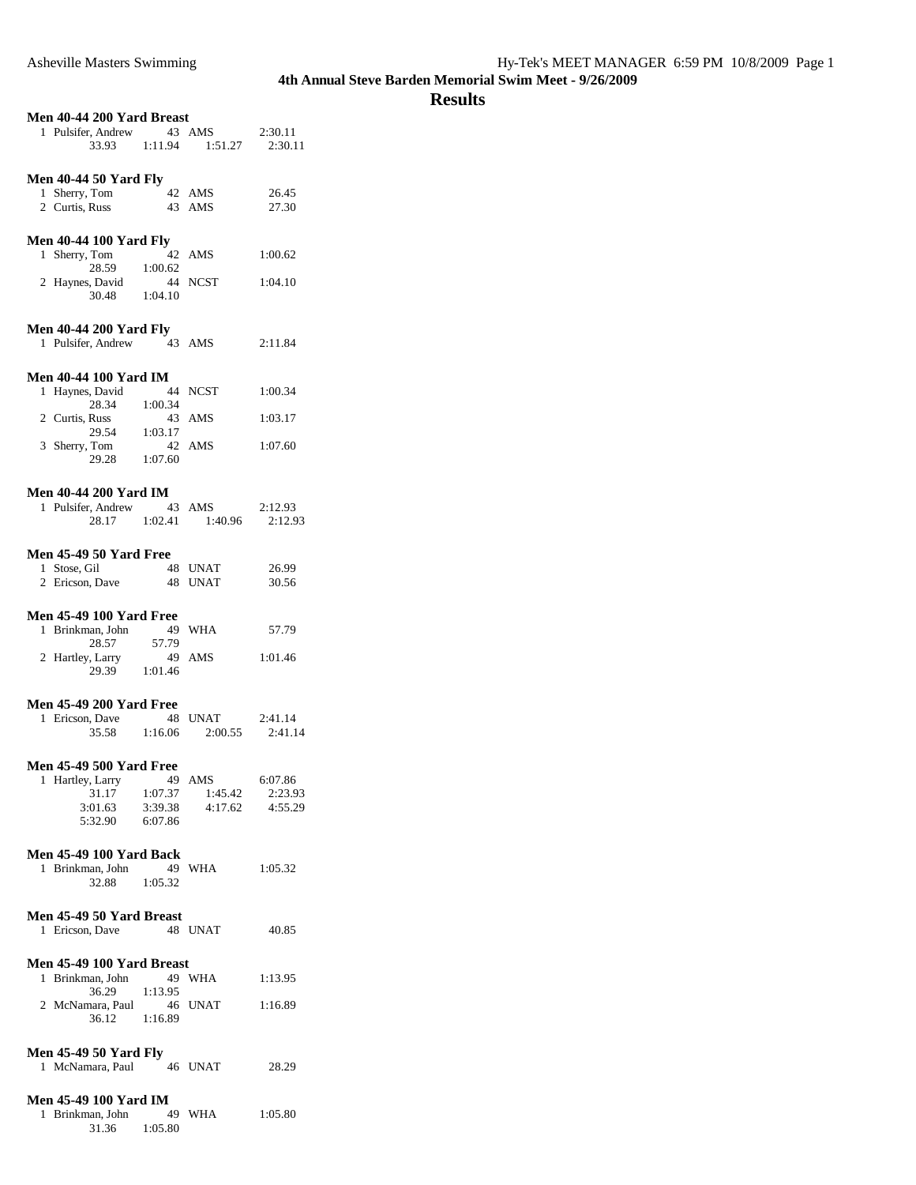# 4th Annual Steve Barden Memorial Swim Meet - 9/26/2009

## Results

### Men 40-44 200 Yard Breast

```
  1 Pulsifer, Andrew       43 AMS            2:30.11
        33.93     1:11.94     1:51.27     2:30.11
```

### Men 40-44 50 Yard Fly

```
  1 Sherry, Tom            42 AMS              26.45
  2 Curtis, Russ           43 AMS              27.30
```

### Men 40-44 100 Yard Fly

```
  1 Sherry, Tom            42 AMS            1:00.62
        28.59     1:00.62
  2 Haynes, David          44 NCST           1:04.10
        30.48     1:04.10
```

### Men 40-44 200 Yard Fly

```
  1 Pulsifer, Andrew       43 AMS            2:11.84
```

### Men 40-44 100 Yard IM

```
  1 Haynes, David          44 NCST           1:00.34
        28.34     1:00.34
  2 Curtis, Russ           43 AMS            1:03.17
        29.54     1:03.17
  3 Sherry, Tom            42 AMS            1:07.60
        29.28     1:07.60
```

### Men 40-44 200 Yard IM

```
  1 Pulsifer, Andrew       43 AMS            2:12.93
        28.17     1:02.41     1:40.96     2:12.93
```

### Men 45-49 50 Yard Free

```
  1 Stose, Gil             48 UNAT             26.99
  2 Ericson, Dave          48 UNAT             30.56
```

### Men 45-49 100 Yard Free

```
  1 Brinkman, John         49 WHA              57.79
        28.57       57.79
  2 Hartley, Larry         49 AMS            1:01.46
        29.39     1:01.46
```

### Men 45-49 200 Yard Free

```
  1 Ericson, Dave          48 UNAT           2:41.14
        35.58     1:16.06     2:00.55     2:41.14
```

### Men 45-49 500 Yard Free

```
  1 Hartley, Larry         49 AMS            6:07.86
        31.17     1:07.37     1:45.42     2:23.93
      3:01.63     3:39.38     4:17.62     4:55.29
      5:32.90     6:07.86
```

### Men 45-49 100 Yard Back

```
  1 Brinkman, John         49 WHA            1:05.32
        32.88     1:05.32
```

### Men 45-49 50 Yard Breast

```
  1 Ericson, Dave          48 UNAT             40.85
```

### Men 45-49 100 Yard Breast

```
  1 Brinkman, John         49 WHA            1:13.95
        36.29     1:13.95
  2 McNamara, Paul         46 UNAT           1:16.89
        36.12     1:16.89
```

### Men 45-49 50 Yard Fly

```
  1 McNamara, Paul         46 UNAT             28.29
```

### Men 45-49 100 Yard IM

```
  1 Brinkman, John         49 WHA            1:05.80
        31.36     1:05.80
```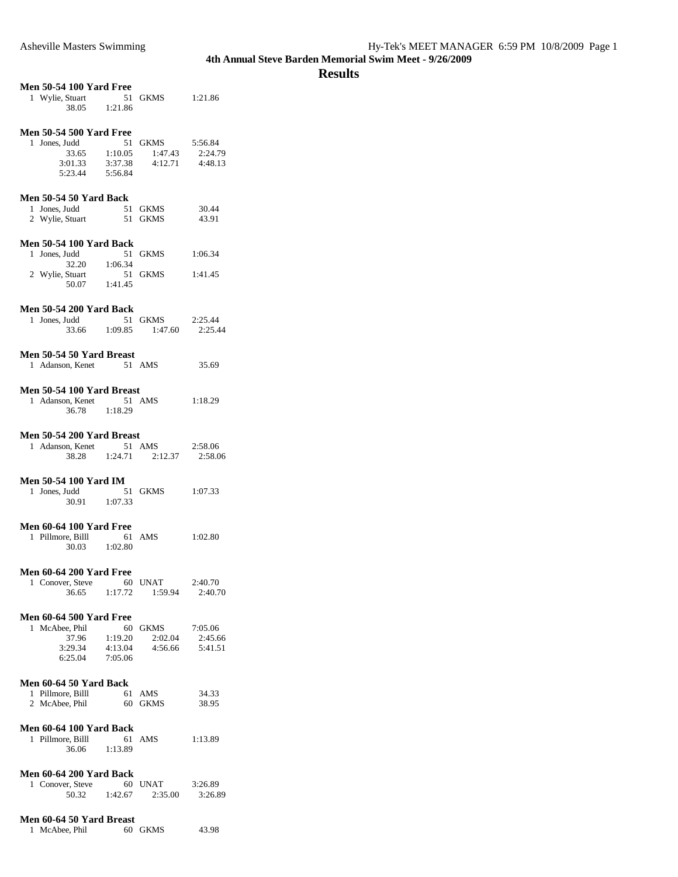# 4th Annual Steve Barden Memorial Swim Meet - 9/26/2009

## Results

**Men 50-54 100 Yard Free**

```
 1 Wylie, Stuart          51 GKMS         1:21.86
        38.05    1:21.86
```

**Men 50-54 500 Yard Free**

```
 1 Jones, Judd            51 GKMS         5:56.84
        33.65    1:10.05     1:47.43     2:24.79
      3:01.33    3:37.38     4:12.71     4:48.13
      5:23.44    5:56.84
```

**Men 50-54 50 Yard Back**

```
 1 Jones, Judd            51 GKMS           30.44
 2 Wylie, Stuart          51 GKMS           43.91
```

**Men 50-54 100 Yard Back**

```
 1 Jones, Judd            51 GKMS         1:06.34
        32.20    1:06.34
 2 Wylie, Stuart          51 GKMS         1:41.45
        50.07    1:41.45
```

**Men 50-54 200 Yard Back**

```
 1 Jones, Judd            51 GKMS         2:25.44
        33.66    1:09.85     1:47.60     2:25.44
```

**Men 50-54 50 Yard Breast**

```
 1 Adanson, Kenet         51 AMS            35.69
```

**Men 50-54 100 Yard Breast**

```
 1 Adanson, Kenet         51 AMS          1:18.29
        36.78    1:18.29
```

**Men 50-54 200 Yard Breast**

```
 1 Adanson, Kenet         51 AMS          2:58.06
        38.28    1:24.71     2:12.37     2:58.06
```

**Men 50-54 100 Yard IM**

```
 1 Jones, Judd            51 GKMS         1:07.33
        30.91    1:07.33
```

**Men 60-64 100 Yard Free**

```
 1 Pillmore, Billl        61 AMS          1:02.80
        30.03    1:02.80
```

**Men 60-64 200 Yard Free**

```
 1 Conover, Steve         60 UNAT         2:40.70
        36.65    1:17.72     1:59.94     2:40.70
```

**Men 60-64 500 Yard Free**

```
 1 McAbee, Phil           60 GKMS         7:05.06
        37.96    1:19.20     2:02.04     2:45.66
      3:29.34    4:13.04     4:56.66     5:41.51
      6:25.04    7:05.06
```

**Men 60-64 50 Yard Back**

```
 1 Pillmore, Billl        61 AMS            34.33
 2 McAbee, Phil           60 GKMS           38.95
```

**Men 60-64 100 Yard Back**

```
 1 Pillmore, Billl        61 AMS          1:13.89
        36.06    1:13.89
```

**Men 60-64 200 Yard Back**

```
 1 Conover, Steve         60 UNAT         3:26.89
        50.32    1:42.67     2:35.00     3:26.89
```

**Men 60-64 50 Yard Breast**

```
 1 McAbee, Phil           60 GKMS           43.98
```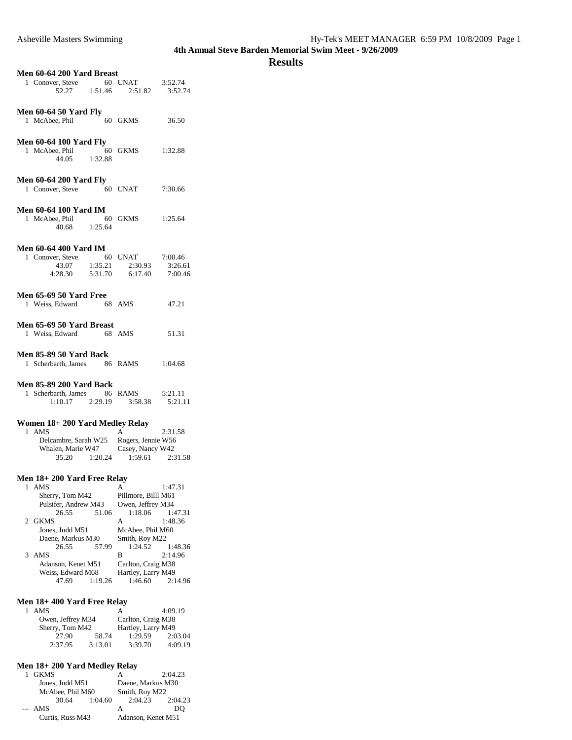**4th Annual Steve Barden Memorial Swim Meet - 9/26/2009**

# Results

### Men 60-64 200 Yard Breast

```
  1 Conover, Steve          60 UNAT           3:52.74
          52.27     1:51.46      2:51.82      3:52.74
```

### Men 60-64 50 Yard Fly

```
  1 McAbee, Phil            60 GKMS             36.50
```

### Men 60-64 100 Yard Fly

```
  1 McAbee, Phil            60 GKMS           1:32.88
          44.05     1:32.88
```

### Men 60-64 200 Yard Fly

```
  1 Conover, Steve          60 UNAT           7:30.66
```

### Men 60-64 100 Yard IM

```
  1 McAbee, Phil            60 GKMS           1:25.64
          40.68     1:25.64
```

### Men 60-64 400 Yard IM

```
  1 Conover, Steve          60 UNAT           7:00.46
          43.07     1:35.21      2:30.93      3:26.61
        4:28.30     5:31.70      6:17.40      7:00.46
```

### Men 65-69 50 Yard Free

```
  1 Weiss, Edward           68 AMS              47.21
```

### Men 65-69 50 Yard Breast

```
  1 Weiss, Edward           68 AMS              51.31
```

### Men 85-89 50 Yard Back

```
  1 Scherbarth, James       86 RAMS           1:04.68
```

### Men 85-89 200 Yard Back

```
  1 Scherbarth, James       86 RAMS           5:21.11
        1:10.17     2:29.19      3:58.38      5:21.11
```

### Women 18+ 200 Yard Medley Relay

```
  1 AMS                        A              2:31.58
      Delcambre, Sarah W25     Rogers, Jennie W56
      Whalen, Marie W47        Casey, Nancy W42
          35.20     1:20.24      1:59.61      2:31.58
```

### Men 18+ 200 Yard Free Relay

```
  1 AMS                        A              1:47.31
      Sherry, Tom M42          Pillmore, Billl M61
      Pulsifer, Andrew M43     Owen, Jeffrey M34
          26.55       51.06      1:18.06      1:47.31
  2 GKMS                       A              1:48.36
      Jones, Judd M51          McAbee, Phil M60
      Daene, Markus M30        Smith, Roy M22
          26.55       57.99      1:24.52      1:48.36
  3 AMS                        B              2:14.96
      Adanson, Kenet M51       Carlton, Craig M38
      Weiss, Edward M68        Hartley, Larry M49
          47.69     1:19.26      1:46.60      2:14.96
```

### Men 18+ 400 Yard Free Relay

```
  1 AMS                        A              4:09.19
      Owen, Jeffrey M34        Carlton, Craig M38
      Sherry, Tom M42          Hartley, Larry M49
          27.90       58.74      1:29.59      2:03.04
        2:37.95     3:13.01      3:39.70      4:09.19
```

### Men 18+ 200 Yard Medley Relay

```
  1 GKMS                       A              2:04.23
      Jones, Judd M51          Daene, Markus M30
      McAbee, Phil M60         Smith, Roy M22
          30.64     1:04.60      2:04.23      2:04.23
--- AMS                        A                   DQ
      Curtis, Russ M43         Adanson, Kenet M51
```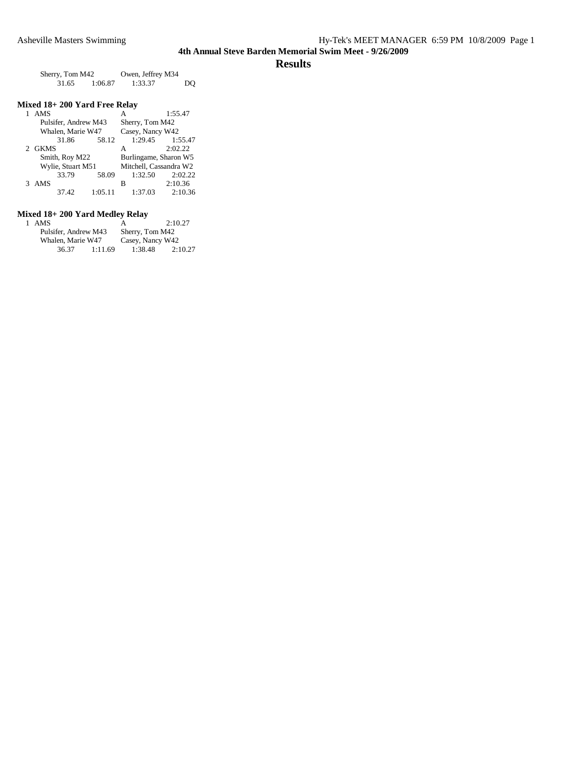## 4th Annual Steve Barden Memorial Swim Meet - 9/26/2009

## Results

| | | | |
|---|---|---|---|
| Sherry, Tom M42 | | Owen, Jeffrey M34 | |
| 31.65 | 1:06.87 | 1:33.37 | DQ |

### Mixed 18+ 200 Yard Free Relay

| | | | | |
|---|---|---|---|---|
| 1 | AMS | | A | 1:55.47 |
| | Pulsifer, Andrew M43 | | Sherry, Tom M42 | |
| | Whalen, Marie W47 | | Casey, Nancy W42 | |
| | 31.86 | 58.12 | 1:29.45 | 1:55.47 |
| 2 | GKMS | | A | 2:02.22 |
| | Smith, Roy M22 | | Burlingame, Sharon W5 | |
| | Wylie, Stuart M51 | | Mitchell, Cassandra W2 | |
| | 33.79 | 58.09 | 1:32.50 | 2:02.22 |
| 3 | AMS | | B | 2:10.36 |
| | 37.42 | 1:05.11 | 1:37.03 | 2:10.36 |

### Mixed 18+ 200 Yard Medley Relay

| | | | | |
|---|---|---|---|---|
| 1 | AMS | | A | 2:10.27 |
| | Pulsifer, Andrew M43 | | Sherry, Tom M42 | |
| | Whalen, Marie W47 | | Casey, Nancy W42 | |
| | 36.37 | 1:11.69 | 1:38.48 | 2:10.27 |